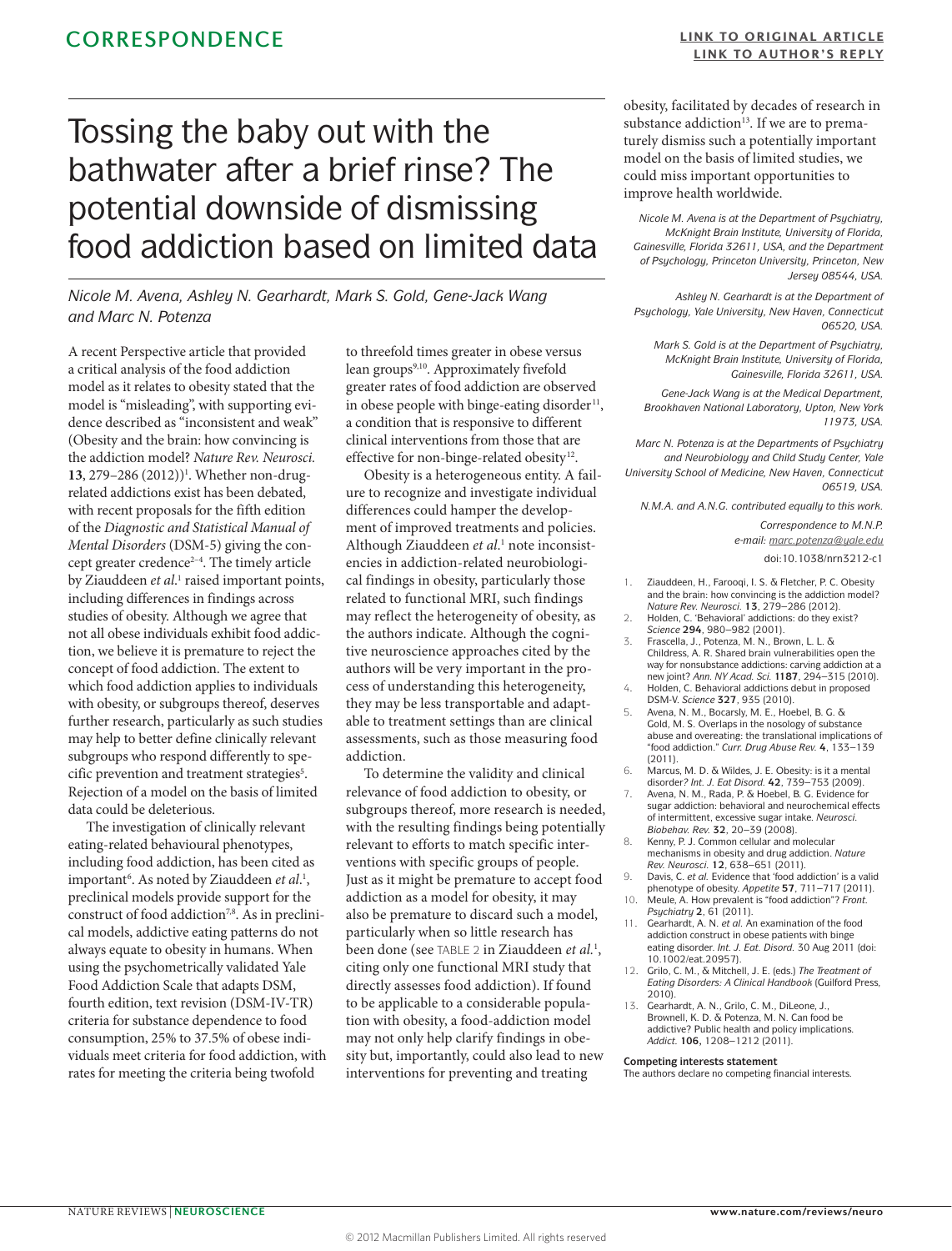CORRESPONDENCE

LINK TO ORIGINAL ARTICLE
LINK TO AUTHOR'S REPLY

# Tossing the baby out with the bathwater after a brief rinse? The potential downside of dismissing food addiction based on limited data

*Nicole M. Avena, Ashley N. Gearhardt, Mark S. Gold, Gene-Jack Wang and Marc N. Potenza*

A recent Perspective article that provided a critical analysis of the food addiction model as it relates to obesity stated that the model is "misleading", with supporting evidence described as "inconsistent and weak" (Obesity and the brain: how convincing is the addiction model? *Nature Rev. Neurosci.* **13**, 279–286 (2012))[1]. Whether non-drug-related addictions exist has been debated, with recent proposals for the fifth edition of the *Diagnostic and Statistical Manual of Mental Disorders* (DSM-5) giving the concept greater credence[2–4]. The timely article by Ziauddeen *et al.*[1] raised important points, including differences in findings across studies of obesity. Although we agree that not all obese individuals exhibit food addiction, we believe it is premature to reject the concept of food addiction. The extent to which food addiction applies to individuals with obesity, or subgroups thereof, deserves further research, particularly as such studies may help to better define clinically relevant subgroups who respond differently to specific prevention and treatment strategies[5]. Rejection of a model on the basis of limited data could be deleterious.

The investigation of clinically relevant eating-related behavioural phenotypes, including food addiction, has been cited as important[6]. As noted by Ziauddeen *et al.*[1], preclinical models provide support for the construct of food addiction[7,8]. As in preclinical models, addictive eating patterns do not always equate to obesity in humans. When using the psychometrically validated Yale Food Addiction Scale that adapts DSM, fourth edition, text revision (DSM-IV-TR) criteria for substance dependence to food consumption, 25% to 37.5% of obese individuals meet criteria for food addiction, with rates for meeting the criteria being twofold to threefold times greater in obese versus lean groups[9,10]. Approximately fivefold greater rates of food addiction are observed in obese people with binge-eating disorder[11], a condition that is responsive to different clinical interventions from those that are effective for non-binge-related obesity[12].

Obesity is a heterogeneous entity. A failure to recognize and investigate individual differences could hamper the development of improved treatments and policies. Although Ziauddeen *et al.*[1] note inconsistencies in addiction-related neurobiological findings in obesity, particularly those related to functional MRI, such findings may reflect the heterogeneity of obesity, as the authors indicate. Although the cognitive neuroscience approaches cited by the authors will be very important in the process of understanding this heterogeneity, they may be less transportable and adaptable to treatment settings than are clinical assessments, such as those measuring food addiction.

To determine the validity and clinical relevance of food addiction to obesity, or subgroups thereof, more research is needed, with the resulting findings being potentially relevant to efforts to match specific interventions with specific groups of people. Just as it might be premature to accept food addiction as a model for obesity, it may also be premature to discard such a model, particularly when so little research has been done (see TABLE 2 in Ziauddeen *et al.*[1], citing only one functional MRI study that directly assesses food addiction). If found to be applicable to a considerable population with obesity, a food-addiction model may not only help clarify findings in obesity but, importantly, could also lead to new interventions for preventing and treating obesity, facilitated by decades of research in substance addiction[13]. If we are to prematurely dismiss such a potentially important model on the basis of limited studies, we could miss important opportunities to improve health worldwide.

*Nicole M. Avena is at the Department of Psychiatry, McKnight Brain Institute, University of Florida, Gainesville, Florida 32611, USA, and the Department of Psychology, Princeton University, Princeton, New Jersey 08544, USA.*

*Ashley N. Gearhardt is at the Department of Psychology, Yale University, New Haven, Connecticut 06520, USA.*

*Mark S. Gold is at the Department of Psychiatry, McKnight Brain Institute, University of Florida, Gainesville, Florida 32611, USA.*

*Gene-Jack Wang is at the Medical Department, Brookhaven National Laboratory, Upton, New York 11973, USA.*

*Marc N. Potenza is at the Departments of Psychiatry and Neurobiology and Child Study Center, Yale University School of Medicine, New Haven, Connecticut 06519, USA.*

*N.M.A. and A.N.G. contributed equally to this work.*

*Correspondence to M.N.P.*
*e-mail: marc.potenza@yale.edu*

doi:10.1038/nrn3212-c1

1. Ziauddeen, H., Farooqi, I. S. & Fletcher, P. C. Obesity and the brain: how convincing is the addiction model? *Nature Rev. Neurosci.* **13**, 279–286 (2012).
2. Holden, C. 'Behavioral' addictions: do they exist? *Science* **294**, 980–982 (2001).
3. Frascella, J., Potenza, M. N., Brown, L. L. & Childress, A. R. Shared brain vulnerabilities open the way for nonsubstance addictions: carving addiction at a new joint? *Ann. NY Acad. Sci.* **1187**, 294–315 (2010).
4. Holden, C. Behavioral addictions debut in proposed DSM-V. *Science* **327**, 935 (2010).
5. Avena, N. M., Bocarsly, M. E., Hoebel, B. G. & Gold, M. S. Overlaps in the nosology of substance abuse and overeating: the translational implications of "food addiction." *Curr. Drug Abuse Rev.* **4**, 133–139 (2011).
6. Marcus, M. D. & Wildes, J. E. Obesity: is it a mental disorder? *Int. J. Eat Disord.* **42**, 739–753 (2009).
7. Avena, N. M., Rada, P. & Hoebel, B. G. Evidence for sugar addiction: behavioral and neurochemical effects of intermittent, excessive sugar intake. *Neurosci. Biobehav. Rev.* **32**, 20–39 (2008).
8. Kenny, P. J. Common cellular and molecular mechanisms in obesity and drug addiction. *Nature Rev. Neurosci.* **12**, 638–651 (2011).
9. Davis, C. *et al.* Evidence that 'food addiction' is a valid phenotype of obesity. *Appetite* **57**, 711–717 (2011).
10. Meule, A. How prevalent is "food addiction"? *Front. Psychiatry* **2**, 61 (2011).
11. Gearhardt, A. N. *et al.* An examination of the food addiction construct in obese patients with binge eating disorder. *Int. J. Eat. Disord.* 30 Aug 2011 (doi: 10.1002/eat.20957).
12. Grilo, C. M., & Mitchell, J. E. (eds.) *The Treatment of Eating Disorders: A Clinical Handbook* (Guilford Press, 2010).
13. Gearhardt, A. N., Grilo, C. M., DiLeone, J., Brownell, K. D. & Potenza, M. N. Can food be addictive? Public health and policy implications. *Addict.* **106**, 1208–1212 (2011).

**Competing interests statement**
The authors declare no competing financial interests.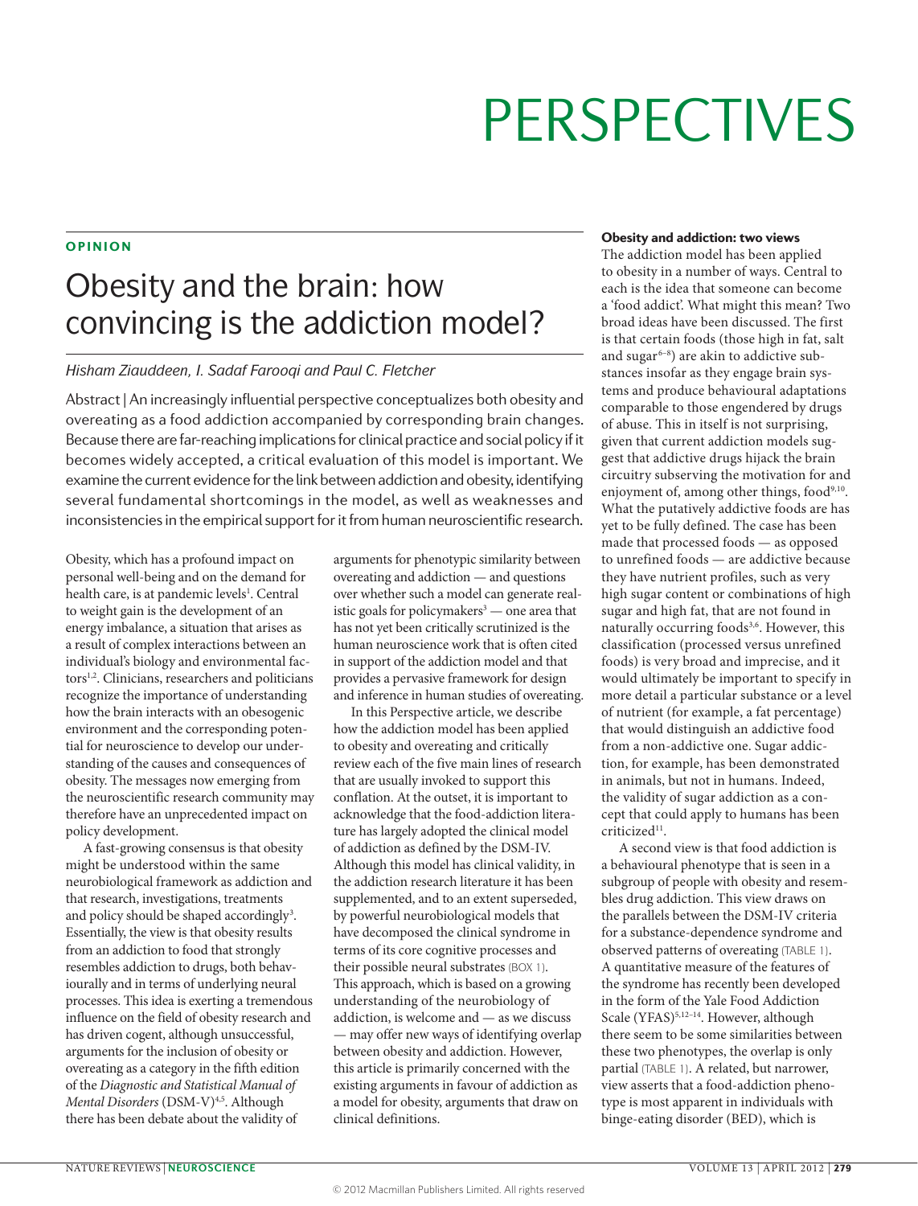# PERSPECTIVES

**OPINION**

# Obesity and the brain: how convincing is the addiction model?

*Hisham Ziauddeen, I. Sadaf Farooqi and Paul C. Fletcher*

**Abstract** | An increasingly influential perspective conceptualizes both obesity and overeating as a food addiction accompanied by corresponding brain changes. Because there are far-reaching implications for clinical practice and social policy if it becomes widely accepted, a critical evaluation of this model is important. We examine the current evidence for the link between addiction and obesity, identifying several fundamental shortcomings in the model, as well as weaknesses and inconsistencies in the empirical support for it from human neuroscientific research.

Obesity, which has a profound impact on personal well-being and on the demand for health care, is at pandemic levels[1]. Central to weight gain is the development of an energy imbalance, a situation that arises as a result of complex interactions between an individual's biology and environmental factors[1,2]. Clinicians, researchers and politicians recognize the importance of understanding how the brain interacts with an obesogenic environment and the corresponding potential for neuroscience to develop our understanding of the causes and consequences of obesity. The messages now emerging from the neuroscientific research community may therefore have an unprecedented impact on policy development.

A fast-growing consensus is that obesity might be understood within the same neurobiological framework as addiction and that research, investigations, treatments and policy should be shaped accordingly[3]. Essentially, the view is that obesity results from an addiction to food that strongly resembles addiction to drugs, both behaviourally and in terms of underlying neural processes. This idea is exerting a tremendous influence on the field of obesity research and has driven cogent, although unsuccessful, arguments for the inclusion of obesity or overeating as a category in the fifth edition of the *Diagnostic and Statistical Manual of Mental Disorders* (DSM-V)[4,5]. Although there has been debate about the validity of arguments for phenotypic similarity between overeating and addiction — and questions over whether such a model can generate realistic goals for policymakers[3] — one area that has not yet been critically scrutinized is the human neuroscience work that is often cited in support of the addiction model and that provides a pervasive framework for design and inference in human studies of overeating.

In this Perspective article, we describe how the addiction model has been applied to obesity and overeating and critically review each of the five main lines of research that are usually invoked to support this conflation. At the outset, it is important to acknowledge that the food-addiction literature has largely adopted the clinical model of addiction as defined by the DSM-IV. Although this model has clinical validity, in the addiction research literature it has been supplemented, and to an extent superseded, by powerful neurobiological models that have decomposed the clinical syndrome in terms of its core cognitive processes and their possible neural substrates (BOX 1). This approach, which is based on a growing understanding of the neurobiology of addiction, is welcome and — as we discuss — may offer new ways of identifying overlap between obesity and addiction. However, this article is primarily concerned with the existing arguments in favour of addiction as a model for obesity, arguments that draw on clinical definitions.

### Obesity and addiction: two views

The addiction model has been applied to obesity in a number of ways. Central to each is the idea that someone can become a 'food addict'. What might this mean? Two broad ideas have been discussed. The first is that certain foods (those high in fat, salt and sugar[6–8]) are akin to addictive substances insofar as they engage brain systems and produce behavioural adaptations comparable to those engendered by drugs of abuse. This in itself is not surprising, given that current addiction models suggest that addictive drugs hijack the brain circuitry subserving the motivation for and enjoyment of, among other things, food[9,10]. What the putatively addictive foods are has yet to be fully defined. The case has been made that processed foods — as opposed to unrefined foods — are addictive because they have nutrient profiles, such as very high sugar content or combinations of high sugar and high fat, that are not found in naturally occurring foods[3,6]. However, this classification (processed versus unrefined foods) is very broad and imprecise, and it would ultimately be important to specify in more detail a particular substance or a level of nutrient (for example, a fat percentage) that would distinguish an addictive food from a non-addictive one. Sugar addiction, for example, has been demonstrated in animals, but not in humans. Indeed, the validity of sugar addiction as a concept that could apply to humans has been criticized[11].

A second view is that food addiction is a behavioural phenotype that is seen in a subgroup of people with obesity and resembles drug addiction. This view draws on the parallels between the DSM-IV criteria for a substance-dependence syndrome and observed patterns of overeating (TABLE 1). A quantitative measure of the features of the syndrome has recently been developed in the form of the Yale Food Addiction Scale (YFAS)[5,12–14]. However, although there seem to be some similarities between these two phenotypes, the overlap is only partial (TABLE 1). A related, but narrower, view asserts that a food-addiction phenotype is most apparent in individuals with binge-eating disorder (BED), which is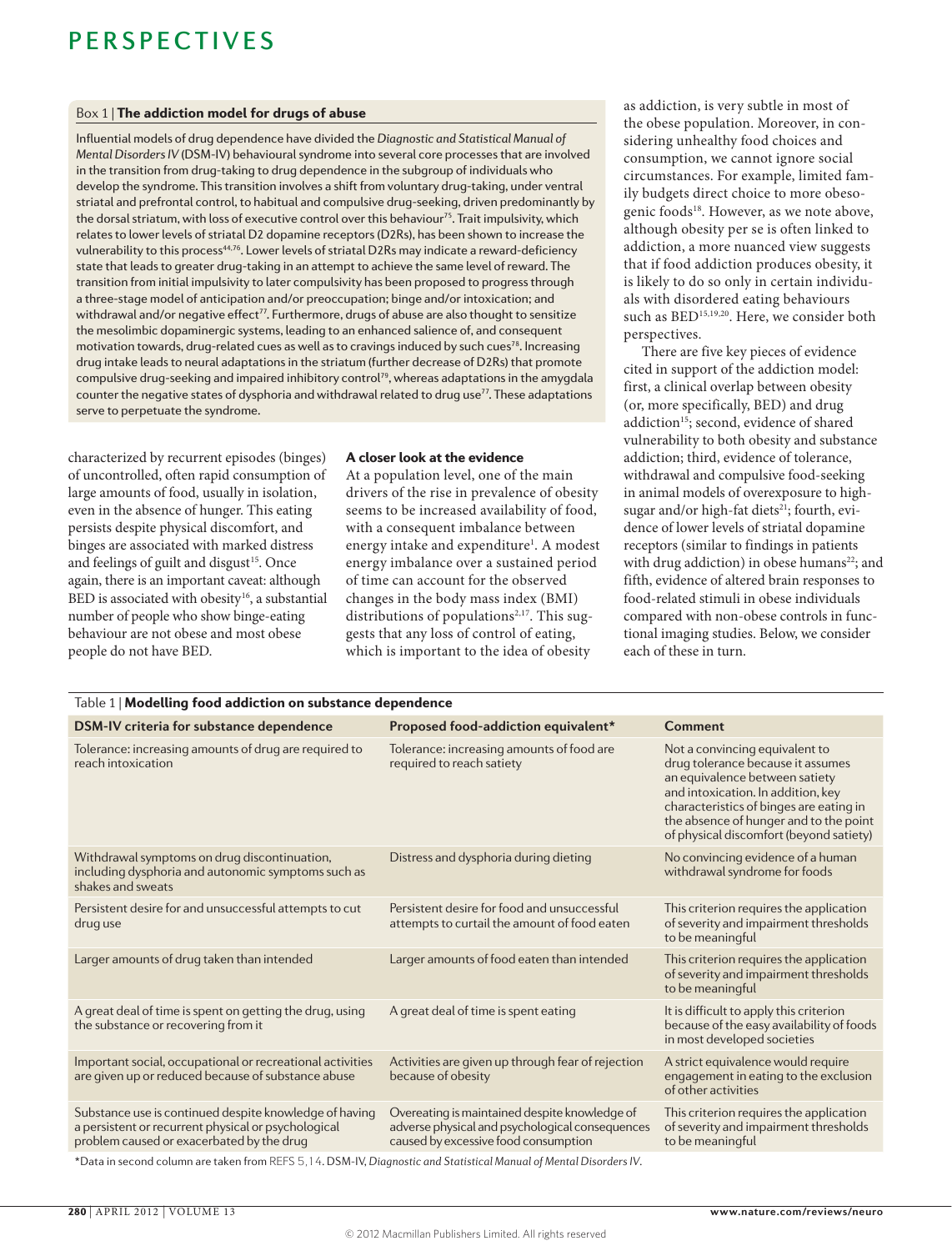### Box 1 | The addiction model for drugs of abuse

Influential models of drug dependence have divided the *Diagnostic and Statistical Manual of Mental Disorders IV* (DSM-IV) behavioural syndrome into several core processes that are involved in the transition from drug-taking to drug dependence in the subgroup of individuals who develop the syndrome. This transition involves a shift from voluntary drug-taking, under ventral striatal and prefrontal control, to habitual and compulsive drug-seeking, driven predominantly by the dorsal striatum, with loss of executive control over this behaviour[75]. Trait impulsivity, which relates to lower levels of striatal D2 dopamine receptors (D2Rs), has been shown to increase the vulnerability to this process[44,76]. Lower levels of striatal D2Rs may indicate a reward-deficiency state that leads to greater drug-taking in an attempt to achieve the same level of reward. The transition from initial impulsivity to later compulsivity has been proposed to progress through a three-stage model of anticipation and/or preoccupation; binge and/or intoxication; and withdrawal and/or negative effect[77]. Furthermore, drugs of abuse are also thought to sensitize the mesolimbic dopaminergic systems, leading to an enhanced salience of, and consequent motivation towards, drug-related cues as well as to cravings induced by such cues[78]. Increasing drug intake leads to neural adaptations in the striatum (further decrease of D2Rs) that promote compulsive drug-seeking and impaired inhibitory control[79], whereas adaptations in the amygdala counter the negative states of dysphoria and withdrawal related to drug use[77]. These adaptations serve to perpetuate the syndrome.

characterized by recurrent episodes (binges) of uncontrolled, often rapid consumption of large amounts of food, usually in isolation, even in the absence of hunger. This eating persists despite physical discomfort, and binges are associated with marked distress and feelings of guilt and disgust[15]. Once again, there is an important caveat: although BED is associated with obesity[16], a substantial number of people who show binge-eating behaviour are not obese and most obese people do not have BED.

## A closer look at the evidence

At a population level, one of the main drivers of the rise in prevalence of obesity seems to be increased availability of food, with a consequent imbalance between energy intake and expenditure[1]. A modest energy imbalance over a sustained period of time can account for the observed changes in the body mass index (BMI) distributions of populations[2,17]. This suggests that any loss of control of eating, which is important to the idea of obesity as addiction, is very subtle in most of the obese population. Moreover, in considering unhealthy food choices and consumption, we cannot ignore social circumstances. For example, limited family budgets direct choice to more obesogenic foods[18]. However, as we note above, although obesity per se is often linked to addiction, a more nuanced view suggests that if food addiction produces obesity, it is likely to do so only in certain individuals with disordered eating behaviours such as BED[15,19,20]. Here, we consider both perspectives.

There are five key pieces of evidence cited in support of the addiction model: first, a clinical overlap between obesity (or, more specifically, BED) and drug addiction[15]; second, evidence of shared vulnerability to both obesity and substance addiction; third, evidence of tolerance, withdrawal and compulsive food-seeking in animal models of overexposure to high-sugar and/or high-fat diets[21]; fourth, evidence of lower levels of striatal dopamine receptors (similar to findings in patients with drug addiction) in obese humans[22]; and fifth, evidence of altered brain responses to food-related stimuli in obese individuals compared with non-obese controls in functional imaging studies. Below, we consider each of these in turn.

Table 1 | Modelling food addiction on substance dependence

| DSM-IV criteria for substance dependence | Proposed food-addiction equivalent* | Comment |
|---|---|---|
| Tolerance: increasing amounts of drug are required to reach intoxication | Tolerance: increasing amounts of food are required to reach satiety | Not a convincing equivalent to drug tolerance because it assumes an equivalence between satiety and intoxication. In addition, key characteristics of binges are eating in the absence of hunger and to the point of physical discomfort (beyond satiety) |
| Withdrawal symptoms on drug discontinuation, including dysphoria and autonomic symptoms such as shakes and sweats | Distress and dysphoria during dieting | No convincing evidence of a human withdrawal syndrome for foods |
| Persistent desire for and unsuccessful attempts to cut drug use | Persistent desire for food and unsuccessful attempts to curtail the amount of food eaten | This criterion requires the application of severity and impairment thresholds to be meaningful |
| Larger amounts of drug taken than intended | Larger amounts of food eaten than intended | This criterion requires the application of severity and impairment thresholds to be meaningful |
| A great deal of time is spent on getting the drug, using the substance or recovering from it | A great deal of time is spent eating | It is difficult to apply this criterion because of the easy availability of foods in most developed societies |
| Important social, occupational or recreational activities are given up or reduced because of substance abuse | Activities are given up through fear of rejection because of obesity | A strict equivalence would require engagement in eating to the exclusion of other activities |
| Substance use is continued despite knowledge of having a persistent or recurrent physical or psychological problem caused or exacerbated by the drug | Overeating is maintained despite knowledge of adverse physical and psychological consequences caused by excessive food consumption | This criterion requires the application of severity and impairment thresholds to be meaningful |

*Data in second column are taken from REFS 5,14. DSM-IV, *Diagnostic and Statistical Manual of Mental Disorders IV*.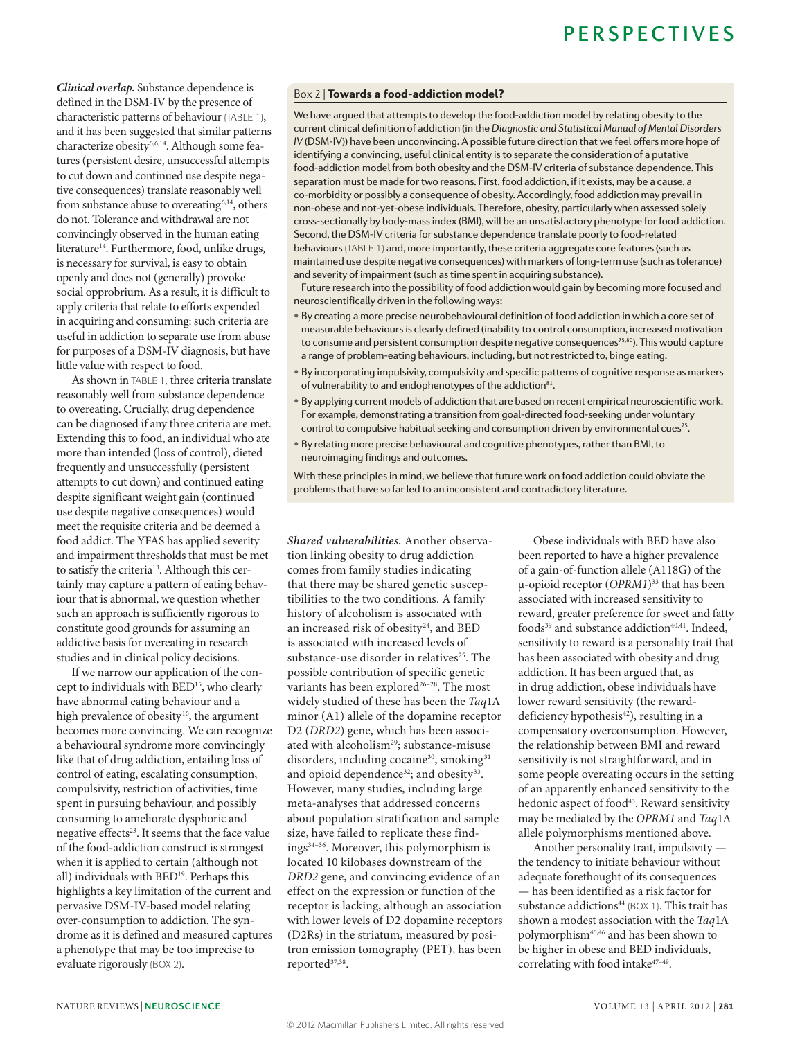***Clinical overlap.*** Substance dependence is defined in the DSM-IV by the presence of characteristic patterns of behaviour (TABLE 1), and it has been suggested that similar patterns characterize obesity[5,6,14]. Although some features (persistent desire, unsuccessful attempts to cut down and continued use despite negative consequences) translate reasonably well from substance abuse to overeating[6,14], others do not. Tolerance and withdrawal are not convincingly observed in the human eating literature[14]. Furthermore, food, unlike drugs, is necessary for survival, is easy to obtain openly and does not (generally) provoke social opprobrium. As a result, it is difficult to apply criteria that relate to efforts expended in acquiring and consuming: such criteria are useful in addiction to separate use from abuse for purposes of a DSM-IV diagnosis, but have little value with respect to food.

As shown in TABLE 1, three criteria translate reasonably well from substance dependence to overeating. Crucially, drug dependence can be diagnosed if any three criteria are met. Extending this to food, an individual who ate more than intended (loss of control), dieted frequently and unsuccessfully (persistent attempts to cut down) and continued eating despite significant weight gain (continued use despite negative consequences) would meet the requisite criteria and be deemed a food addict. The YFAS has applied severity and impairment thresholds that must be met to satisfy the criteria[13]. Although this certainly may capture a pattern of eating behaviour that is abnormal, we question whether such an approach is sufficiently rigorous to constitute good grounds for assuming an addictive basis for overeating in research studies and in clinical policy decisions.

If we narrow our application of the concept to individuals with BED[15], who clearly have abnormal eating behaviour and a high prevalence of obesity[16], the argument becomes more convincing. We can recognize a behavioural syndrome more convincingly like that of drug addiction, entailing loss of control of eating, escalating consumption, compulsivity, restriction of activities, time spent in pursuing behaviour, and possibly consuming to ameliorate dysphoric and negative effects[23]. It seems that the face value of the food-addiction construct is strongest when it is applied to certain (although not all) individuals with BED[19]. Perhaps this highlights a key limitation of the current and pervasive DSM-IV-based model relating over-consumption to addiction. The syndrome as it is defined and measured captures a phenotype that may be too imprecise to evaluate rigorously (BOX 2).

### Box 2 | Towards a food-addiction model?

We have argued that attempts to develop the food-addiction model by relating obesity to the current clinical definition of addiction (in the *Diagnostic and Statistical Manual of Mental Disorders IV* (DSM-IV)) have been unconvincing. A possible future direction that we feel offers more hope of identifying a convincing, useful clinical entity is to separate the consideration of a putative food-addiction model from both obesity and the DSM-IV criteria of substance dependence. This separation must be made for two reasons. First, food addiction, if it exists, may be a cause, a co-morbidity or possibly a consequence of obesity. Accordingly, food addiction may prevail in non-obese and not-yet-obese individuals. Therefore, obesity, particularly when assessed solely cross-sectionally by body-mass index (BMI), will be an unsatisfactory phenotype for food addiction. Second, the DSM-IV criteria for substance dependence translate poorly to food-related behaviours (TABLE 1) and, more importantly, these criteria aggregate core features (such as maintained use despite negative consequences) with markers of long-term use (such as tolerance) and severity of impairment (such as time spent in acquiring substance).

Future research into the possibility of food addiction would gain by becoming more focused and neuroscientifically driven in the following ways:

- By creating a more precise neurobehavioural definition of food addiction in which a core set of measurable behaviours is clearly defined (inability to control consumption, increased motivation to consume and persistent consumption despite negative consequences[75,80]). This would capture a range of problem-eating behaviours, including, but not restricted to, binge eating.
- By incorporating impulsivity, compulsivity and specific patterns of cognitive response as markers of vulnerability to and endophenotypes of the addiction[81].
- By applying current models of addiction that are based on recent empirical neuroscientific work. For example, demonstrating a transition from goal-directed food-seeking under voluntary control to compulsive habitual seeking and consumption driven by environmental cues[75].
- By relating more precise behavioural and cognitive phenotypes, rather than BMI, to neuroimaging findings and outcomes.

With these principles in mind, we believe that future work on food addiction could obviate the problems that have so far led to an inconsistent and contradictory literature.

***Shared vulnerabilities.*** Another observation linking obesity to drug addiction comes from family studies indicating that there may be shared genetic susceptibilities to the two conditions. A family history of alcoholism is associated with an increased risk of obesity[24], and BED is associated with increased levels of substance-use disorder in relatives[25]. The possible contribution of specific genetic variants has been explored[26–28]. The most widely studied of these has been the *Taq*1A minor (A1) allele of the dopamine receptor D2 (*DRD2*) gene, which has been associated with alcoholism[29]; substance-misuse disorders, including cocaine[30], smoking[31] and opioid dependence[32]; and obesity[33]. However, many studies, including large meta-analyses that addressed concerns about population stratification and sample size, have failed to replicate these findings[34–36]. Moreover, this polymorphism is located 10 kilobases downstream of the *DRD2* gene, and convincing evidence of an effect on the expression or function of the receptor is lacking, although an association with lower levels of D2 dopamine receptors (D2Rs) in the striatum, measured by positron emission tomography (PET), has been reported[37,38].

Obese individuals with BED have also been reported to have a higher prevalence of a gain-of-function allele (A118G) of the μ-opioid receptor (*OPRM1*)[33] that has been associated with increased sensitivity to reward, greater preference for sweet and fatty foods[39] and substance addiction[40,41]. Indeed, sensitivity to reward is a personality trait that has been associated with obesity and drug addiction. It has been argued that, as in drug addiction, obese individuals have lower reward sensitivity (the reward-deficiency hypothesis[42]), resulting in a compensatory overconsumption. However, the relationship between BMI and reward sensitivity is not straightforward, and in some people overeating occurs in the setting of an apparently enhanced sensitivity to the hedonic aspect of food[43]. Reward sensitivity may be mediated by the *OPRM1* and *Taq*1A allele polymorphisms mentioned above.

Another personality trait, impulsivity — the tendency to initiate behaviour without adequate forethought of its consequences — has been identified as a risk factor for substance addictions[44] (BOX 1). This trait has shown a modest association with the *Taq*1A polymorphism[45,46] and has been shown to be higher in obese and BED individuals, correlating with food intake[47–49].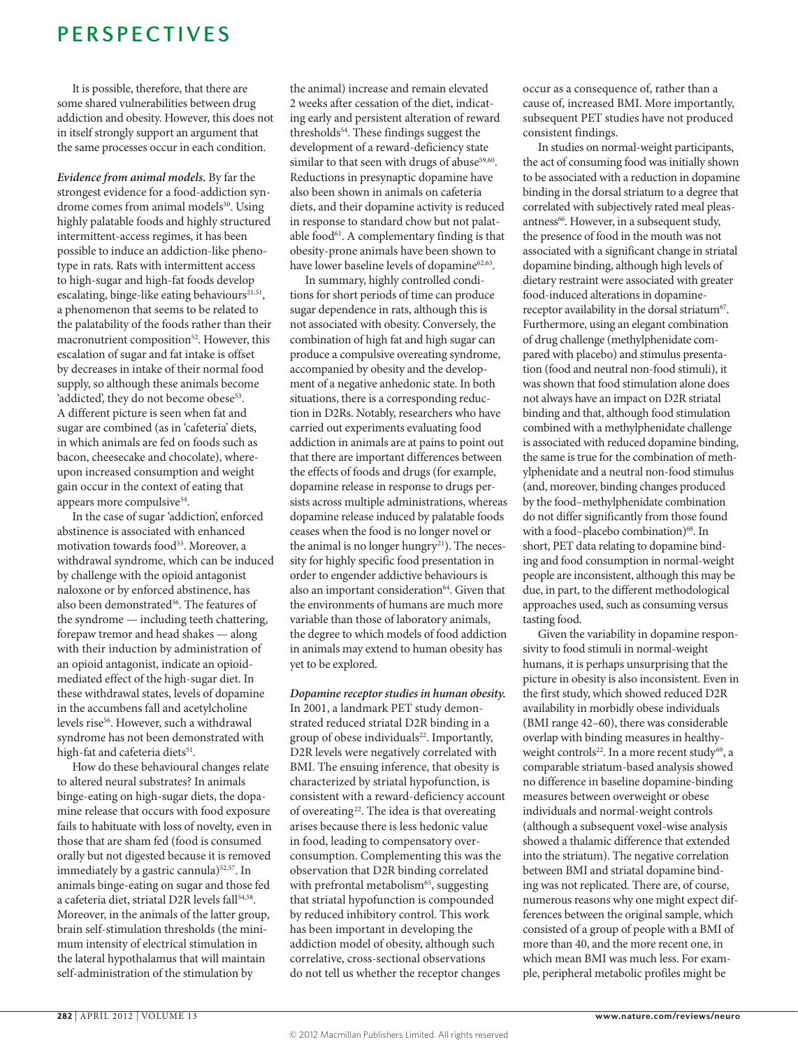It is possible, therefore, that there are some shared vulnerabilities between drug addiction and obesity. However, this does not in itself strongly support an argument that the same processes occur in each condition.

***Evidence from animal models.*** By far the strongest evidence for a food-addiction syndrome comes from animal models[50]. Using highly palatable foods and highly structured intermittent-access regimes, it has been possible to induce an addiction-like phenotype in rats. Rats with intermittent access to high-sugar and high-fat foods develop escalating, binge-like eating behaviours[21,51], a phenomenon that seems to be related to the palatability of the foods rather than their macronutrient composition[52]. However, this escalation of sugar and fat intake is offset by decreases in intake of their normal food supply, so although these animals become 'addicted', they do not become obese[53]. A different picture is seen when fat and sugar are combined (as in 'cafeteria' diets, in which animals are fed on foods such as bacon, cheesecake and chocolate), whereupon increased consumption and weight gain occur in the context of eating that appears more compulsive[54].

In the case of sugar 'addiction', enforced abstinence is associated with enhanced motivation towards food[55]. Moreover, a withdrawal syndrome, which can be induced by challenge with the opioid antagonist naloxone or by enforced abstinence, has also been demonstrated[56]. The features of the syndrome — including teeth chattering, forepaw tremor and head shakes — along with their induction by administration of an opioid antagonist, indicate an opioid-mediated effect of the high-sugar diet. In these withdrawal states, levels of dopamine in the accumbens fall and acetylcholine levels rise[56]. However, such a withdrawal syndrome has not been demonstrated with high-fat and cafeteria diets[51].

How do these behavioural changes relate to altered neural substrates? In animals binge-eating on high-sugar diets, the dopamine release that occurs with food exposure fails to habituate with loss of novelty, even in those that are sham fed (food is consumed orally but not digested because it is removed immediately by a gastric cannula)[52,57]. In animals binge-eating on sugar and those fed a cafeteria diet, striatal D2R levels fall[54,58]. Moreover, in the animals of the latter group, brain self-stimulation thresholds (the minimum intensity of electrical stimulation in the lateral hypothalamus that will maintain self-administration of the stimulation by the animal) increase and remain elevated 2 weeks after cessation of the diet, indicating early and persistent alteration of reward thresholds[54]. These findings suggest the development of a reward-deficiency state similar to that seen with drugs of abuse[59,60]. Reductions in presynaptic dopamine have also been shown in animals on cafeteria diets, and their dopamine activity is reduced in response to standard chow but not palatable food[61]. A complementary finding is that obesity-prone animals have been shown to have lower baseline levels of dopamine[62,63].

In summary, highly controlled conditions for short periods of time can produce sugar dependence in rats, although this is not associated with obesity. Conversely, the combination of high fat and high sugar can produce a compulsive overeating syndrome, accompanied by obesity and the development of a negative anhedonic state. In both situations, there is a corresponding reduction in D2Rs. Notably, researchers who have carried out experiments evaluating food addiction in animals are at pains to point out that there are important differences between the effects of foods and drugs (for example, dopamine release in response to drugs persists across multiple administrations, whereas dopamine release induced by palatable foods ceases when the food is no longer novel or the animal is no longer hungry[21]). The necessity for highly specific food presentation in order to engender addictive behaviours is also an important consideration[64]. Given that the environments of humans are much more variable than those of laboratory animals, the degree to which models of food addiction in animals may extend to human obesity has yet to be explored.

***Dopamine receptor studies in human obesity.*** In 2001, a landmark PET study demonstrated reduced striatal D2R binding in a group of obese individuals[22]. Importantly, D2R levels were negatively correlated with BMI. The ensuing inference, that obesity is characterized by striatal hypofunction, is consistent with a reward-deficiency account of overeating[22]. The idea is that overeating arises because there is less hedonic value in food, leading to compensatory overconsumption. Complementing this was the observation that D2R binding correlated with prefrontal metabolism[65], suggesting that striatal hypofunction is compounded by reduced inhibitory control. This work has been important in developing the addiction model of obesity, although such correlative, cross-sectional observations do not tell us whether the receptor changes occur as a consequence of, rather than a cause of, increased BMI. More importantly, subsequent PET studies have not produced consistent findings.

In studies on normal-weight participants, the act of consuming food was initially shown to be associated with a reduction in dopamine binding in the dorsal striatum to a degree that correlated with subjectively rated meal pleasantness[66]. However, in a subsequent study, the presence of food in the mouth was not associated with a significant change in striatal dopamine binding, although high levels of dietary restraint were associated with greater food-induced alterations in dopamine-receptor availability in the dorsal striatum[67]. Furthermore, using an elegant combination of drug challenge (methylphenidate compared with placebo) and stimulus presentation (food and neutral non-food stimuli), it was shown that food stimulation alone does not always have an impact on D2R striatal binding and that, although food stimulation combined with a methylphenidate challenge is associated with reduced dopamine binding, the same is true for the combination of methylphenidate and a neutral non-food stimulus (and, moreover, binding changes produced by the food–methylphenidate combination do not differ significantly from those found with a food–placebo combination)[68]. In short, PET data relating to dopamine binding and food consumption in normal-weight people are inconsistent, although this may be due, in part, to the different methodological approaches used, such as consuming versus tasting food.

Given the variability in dopamine responsivity to food stimuli in normal-weight humans, it is perhaps unsurprising that the picture in obesity is also inconsistent. Even in the first study, which showed reduced D2R availability in morbidly obese individuals (BMI range 42–60), there was considerable overlap with binding measures in healthy-weight controls[22]. In a more recent study[69], a comparable striatum-based analysis showed no difference in baseline dopamine-binding measures between overweight or obese individuals and normal-weight controls (although a subsequent voxel-wise analysis showed a thalamic difference that extended into the striatum). The negative correlation between BMI and striatal dopamine binding was not replicated. There are, of course, numerous reasons why one might expect differences between the original sample, which consisted of a group of people with a BMI of more than 40, and the more recent one, in which mean BMI was much less. For example, peripheral metabolic profiles might be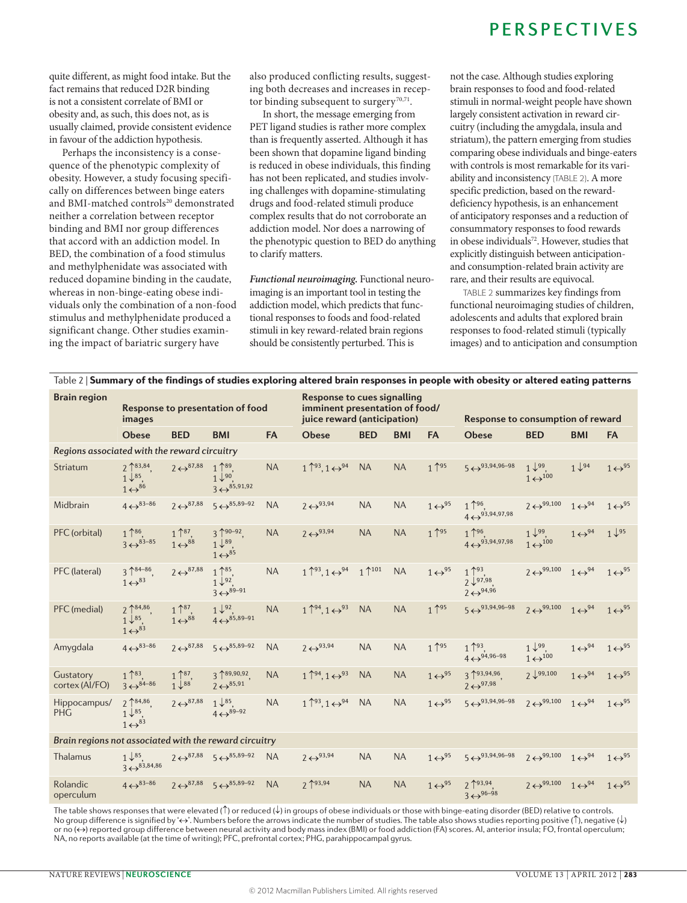quite different, as might food intake. But the fact remains that reduced D2R binding is not a consistent correlate of BMI or obesity and, as such, this does not, as is usually claimed, provide consistent evidence in favour of the addiction hypothesis.

Perhaps the inconsistency is a consequence of the phenotypic complexity of obesity. However, a study focusing specifically on differences between binge eaters and BMI-matched controls[20] demonstrated neither a correlation between receptor binding and BMI nor group differences that accord with an addiction model. In BED, the combination of a food stimulus and methylphenidate was associated with reduced dopamine binding in the caudate, whereas in non-binge-eating obese individuals only the combination of a non-food stimulus and methylphenidate produced a significant change. Other studies examining the impact of bariatric surgery have also produced conflicting results, suggesting both decreases and increases in receptor binding subsequent to surgery[70,71].

In short, the message emerging from PET ligand studies is rather more complex than is frequently asserted. Although it has been shown that dopamine ligand binding is reduced in obese individuals, this finding has not been replicated, and studies involving challenges with dopamine-stimulating drugs and food-related stimuli produce complex results that do not corroborate an addiction model. Nor does a narrowing of the phenotypic question to BED do anything to clarify matters.

***Functional neuroimaging.*** Functional neuroimaging is an important tool in testing the addiction model, which predicts that functional responses to foods and food-related stimuli in key reward-related brain regions should be consistently perturbed. This is not the case. Although studies exploring brain responses to food and food-related stimuli in normal-weight people have shown largely consistent activation in reward circuitry (including the amygdala, insula and striatum), the pattern emerging from studies comparing obese individuals and binge-eaters with controls is most remarkable for its variability and inconsistency (TABLE 2). A more specific prediction, based on the reward-deficiency hypothesis, is an enhancement of anticipatory responses and a reduction of consummatory responses to food rewards in obese individuals[72]. However, studies that explicitly distinguish between anticipation- and consumption-related brain activity are rare, and their results are equivocal.

TABLE 2 summarizes key findings from functional neuroimaging studies of children, adolescents and adults that explored brain responses to food-related stimuli (typically images) and to anticipation and consumption

Table 2 | **Summary of the findings of studies exploring altered brain responses in people with obesity or altered eating patterns**

| Brain region | Response to presentation of food images | | | | Response to cues signalling imminent presentation of food/juice reward (anticipation) | | | | Response to consumption of reward | | | |
|---|---|---|---|---|---|---|---|---|---|---|---|---|
| | Obese | BED | BMI | FA | Obese | BED | BMI | FA | Obese | BED | BMI | FA |
| ***Regions associated with the reward circuitry*** | | | | | | | | | | | | |
| Striatum | 2 ↑[83,84], 1 ↓[85], 1 ↔[86] | 2 ↔[87,88] | 1 ↑[89], 1 ↓[90], 3 ↔[85,91,92] | NA | 1 ↑[93], 1 ↔[94] | NA | NA | 1 ↑[95] | 5 ↔[93,94,96–98] | 1 ↓[99], 1 ↔[100] | 1 ↓[94] | 1 ↔[95] |
| Midbrain | 4 ↔[83–86] | 2 ↔[87,88] | 5 ↔[85,89–92] | NA | 2 ↔[93,94] | NA | NA | 1 ↔[95] | 1 ↑[96], 4 ↔[93,94,97,98] | 2 ↔[99,100] | 1 ↔[94] | 1 ↔[95] |
| PFC (orbital) | 1 ↑[86], 3 ↔[83–85] | 1 ↑[87], 1 ↔[88] | 3 ↑[90–92], 1 ↓[89], 1 ↔[85] | NA | 2 ↔[93,94] | NA | NA | 1 ↑[95] | 1 ↑[96], 4 ↔[93,94,97,98] | 1 ↓[99], 1 ↔[100] | 1 ↔[94] | 1 ↓[95] |
| PFC (lateral) | 3 ↑[84–86], 1 ↔[83] | 2 ↔[87,88] | 1 ↑[85], 1 ↓[92], 3 ↔[89–91] | NA | 1 ↑[93], 1 ↔[94] | 1 ↑[101] | NA | 1 ↔[95] | 1 ↑[93], 2 ↓[97,98], 2 ↔[94,96] | 2 ↔[99,100] | 1 ↔[94] | 1 ↔[95] |
| PFC (medial) | 2 ↑[84,86], 1 ↓[85], 1 ↔[83] | 1 ↑[87], 1 ↔[88] | 1 ↓[92], 4 ↔[85,89–91] | NA | 1 ↑[94], 1 ↔[93] | NA | NA | 1 ↑[95] | 5 ↔[93,94,96–98] | 2 ↔[99,100] | 1 ↔[94] | 1 ↔[95] |
| Amygdala | 4 ↔[83–86] | 2 ↔[87,88] | 5 ↔[85,89–92] | NA | 2 ↔[93,94] | NA | NA | 1 ↑[95] | 1 ↑[93], 4 ↔[94,96–98] | 1 ↓[99], 1 ↔[100] | 1 ↔[94] | 1 ↔[95] |
| Gustatory cortex (AI/FO) | 1 ↑[83], 3 ↔[84–86] | 1 ↑[87], 1 ↓[88] | 3 ↑[89,90,92], 2 ↔[85,91] | NA | 1 ↑[94], 1 ↔[93] | NA | NA | 1 ↔[95] | 3 ↑[93,94,96], 2 ↔[97,98] | 2 ↓[99,100] | 1 ↔[94] | 1 ↔[95] |
| Hippocampus/PHG | 2 ↑[84,86], 1 ↓[85], 1 ↔[83] | 2 ↔[87,88] | 1 ↓[85], 4 ↔[89–92] | NA | 1 ↑[93], 1 ↔[94] | NA | NA | 1 ↔[95] | 5 ↔[93,94,96–98] | 2 ↔[99,100] | 1 ↔[94] | 1 ↔[95] |
| ***Brain regions not associated with the reward circuitry*** | | | | | | | | | | | | |
| Thalamus | 1 ↓[85], 3 ↔[83,84,86] | 2 ↔[87,88] | 5 ↔[85,89–92] | NA | 2 ↔[93,94] | NA | NA | 1 ↔[95] | 5 ↔[93,94,96–98] | 2 ↔[99,100] | 1 ↔[94] | 1 ↔[95] |
| Rolandic operculum | 4 ↔[83–86] | 2 ↔[87,88] | 5 ↔[85,89–92] | NA | 2 ↑[93,94] | NA | NA | 1 ↔[95] | 2 ↑[93,94], 3 ↔[96–98] | 2 ↔[99,100] | 1 ↔[94] | 1 ↔[95] |

The table shows responses that were elevated (↑) or reduced (↓) in groups of obese individuals or those with binge-eating disorder (BED) relative to controls. No group difference is signified by '↔'. Numbers before the arrows indicate the number of studies. The table also shows studies reporting positive (↑), negative (↓) or no (↔) reported group difference between neural activity and body mass index (BMI) or food addiction (FA) scores. AI, anterior insula; FO, frontal operculum; NA, no reports available (at the time of writing); PFC, prefrontal cortex; PHG, parahippocampal gyrus.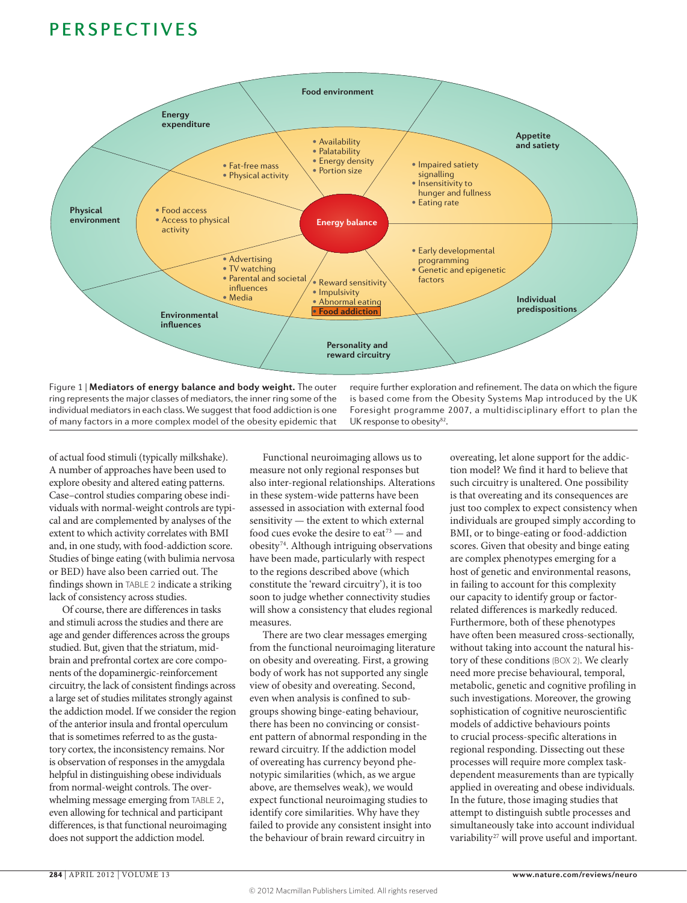Food environment
- Availability
- Palatability
- Energy density
- Portion size

Energy expenditure
- Fat-free mass
- Physical activity

Appetite and satiety
- Impaired satiety signalling
- Insensitivity to hunger and fullness
- Eating rate

Physical environment
- Food access
- Access to physical activity

Energy balance

Environmental influences
- Advertising
- TV watching
- Parental and societal influences
- Media

Individual predispositions
- Early developmental programming
- Genetic and epigenetic factors

Personality and reward circuitry
- Reward sensitivity
- Impulsivity
- Abnormal eating
- Food addiction

Figure 1 | **Mediators of energy balance and body weight.** The outer ring represents the major classes of mediators, the inner ring some of the individual mediators in each class. We suggest that food addiction is one of many factors in a more complex model of the obesity epidemic that require further exploration and refinement. The data on which the figure is based come from the Obesity Systems Map introduced by the UK Foresight programme 2007, a multidisciplinary effort to plan the UK response to obesity[82].

of actual food stimuli (typically milkshake). A number of approaches have been used to explore obesity and altered eating patterns. Case–control studies comparing obese individuals with normal-weight controls are typical and are complemented by analyses of the extent to which activity correlates with BMI and, in one study, with food-addiction score. Studies of binge eating (with bulimia nervosa or BED) have also been carried out. The findings shown in TABLE 2 indicate a striking lack of consistency across studies.

Of course, there are differences in tasks and stimuli across the studies and there are age and gender differences across the groups studied. But, given that the striatum, midbrain and prefrontal cortex are core components of the dopaminergic-reinforcement circuitry, the lack of consistent findings across a large set of studies militates strongly against the addiction model. If we consider the region of the anterior insula and frontal operculum that is sometimes referred to as the gustatory cortex, the inconsistency remains. Nor is observation of responses in the amygdala helpful in distinguishing obese individuals from normal-weight controls. The overwhelming message emerging from TABLE 2, even allowing for technical and participant differences, is that functional neuroimaging does not support the addiction model.

Functional neuroimaging allows us to measure not only regional responses but also inter-regional relationships. Alterations in these system-wide patterns have been assessed in association with external food sensitivity — the extent to which external food cues evoke the desire to eat[73] — and obesity[74]. Although intriguing observations have been made, particularly with respect to the regions described above (which constitute the 'reward circuitry'), it is too soon to judge whether connectivity studies will show a consistency that eludes regional measures.

There are two clear messages emerging from the functional neuroimaging literature on obesity and overeating. First, a growing body of work has not supported any single view of obesity and overeating. Second, even when analysis is confined to subgroups showing binge-eating behaviour, there has been no convincing or consistent pattern of abnormal responding in the reward circuitry. If the addiction model of overeating has currency beyond phenotypic similarities (which, as we argue above, are themselves weak), we would expect functional neuroimaging studies to identify core similarities. Why have they failed to provide any consistent insight into the behaviour of brain reward circuitry in overeating, let alone support for the addiction model? We find it hard to believe that such circuitry is unaltered. One possibility is that overeating and its consequences are just too complex to expect consistency when individuals are grouped simply according to BMI, or to binge-eating or food-addiction scores. Given that obesity and binge eating are complex phenotypes emerging for a host of genetic and environmental reasons, in failing to account for this complexity our capacity to identify group or factor-related differences is markedly reduced. Furthermore, both of these phenotypes have often been measured cross-sectionally, without taking into account the natural history of these conditions (BOX 2). We clearly need more precise behavioural, temporal, metabolic, genetic and cognitive profiling in such investigations. Moreover, the growing sophistication of cognitive neuroscientific models of addictive behaviours points to crucial process-specific alterations in regional responding. Dissecting out these processes will require more complex task-dependent measurements than are typically applied in overeating and obese individuals. In the future, those imaging studies that attempt to distinguish subtle processes and simultaneously take into account individual variability[27] will prove useful and important.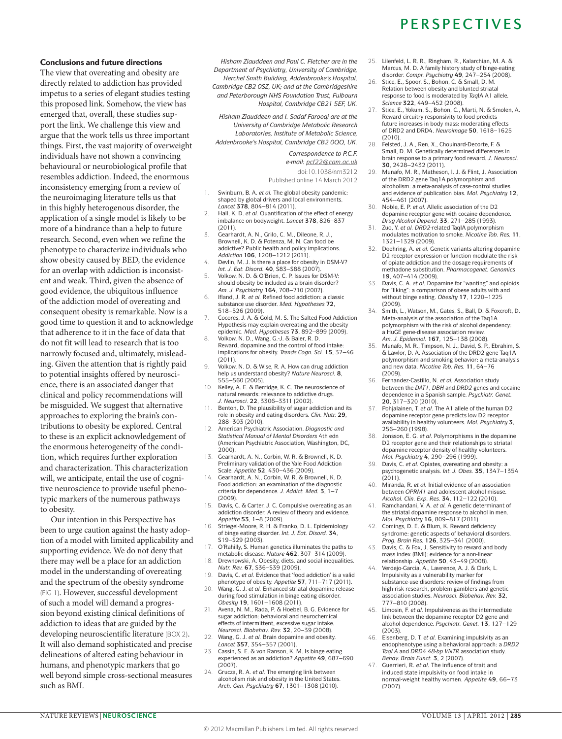## Conclusions and future directions

The view that overeating and obesity are directly related to addiction has provided impetus to a series of elegant studies testing this proposed link. Somehow, the view has emerged that, overall, these studies support the link. We challenge this view and argue that the work tells us three important things. First, the vast majority of overweight individuals have not shown a convincing behavioural or neurobiological profile that resembles addiction. Indeed, the enormous inconsistency emerging from a review of the neuroimaging literature tells us that in this highly heterogenous disorder, the application of a single model is likely to be more of a hindrance than a help to future research. Second, even when we refine the phenotype to characterize individuals who show obesity caused by BED, the evidence for an overlap with addiction is inconsistent and weak. Third, given the absence of good evidence, the ubiquitous influence of the addiction model of overeating and consequent obesity is remarkable. Now is a good time to question it and to acknowledge that adherence to it in the face of data that do not fit it will lead to research that is too narrowly focused and, ultimately, misleading. Given the attention that is rightly paid to potential insights offered by neuroscience, there is an associated danger that clinical and policy recommendations will be misguided. We suggest that alternative approaches to exploring the brain's contributions to obesity be explored. Central to these is an explicit acknowledgement of the enormous heterogeneity of the condition, which requires further exploration and characterization. This characterization will, we anticipate, entail the use of cognitive neuroscience to provide useful phenotypic markers of the numerous pathways to obesity.

Our intention in this Perspective has been to urge caution against the hasty adoption of a model with limited applicability and supporting evidence. We do not deny that there may well be a place for an addiction model in the understanding of overeating and the spectrum of the obesity syndrome (FIG 1). However, successful development of such a model will demand a progression beyond existing clinical definitions of addiction to ideas that are guided by the developing neuroscientific literature (BOX 2). It will also demand sophisticated and precise delineations of altered eating behaviour in humans, and phenotypic markers that go well beyond simple cross-sectional measures such as BMI.

*Hisham Ziauddeen and Paul C. Fletcher are in the Department of Psychiatry, University of Cambridge, Herchel Smith Building, Addenbrooke's Hospital, Cambridge CB2 0SZ, UK; and at the Cambridgeshire and Peterborough NHS Foundation Trust, Fulbourn Hospital, Cambridge CB21 5EF, UK.*

*Hisham Ziauddeen and I. Sadaf Farooqi are at the University of Cambridge Metabolic Research Laboratories, Institute of Metabolic Science, Addenbrooke's Hospital, Cambridge CB2 0QQ, UK.*

*Correspondence to P.C.F.*
*e-mail: pcf22@cam.ac.uk*

doi:10.1038/nrn3212
Published online 14 March 2012

1. Swinburn, B. A. *et al.* The global obesity pandemic: shaped by global drivers and local environments. *Lancet* **378**, 804–814 (2011).
2. Hall, K. D. *et al.* Quantification of the effect of energy imbalance on bodyweight. *Lancet* **378**, 826–837 (2011).
3. Gearhardt, A. N., Grilo, C. M., Dileone, R. J., Brownell, K. D. & Potenza, M. N. Can food be addictive? Public health and policy implications. *Addiction* **106**, 1208–1212 (2011).
4. Devlin, M. J. Is there a place for obesity in DSM-V? *Int. J. Eat. Disord.* **40**, S83–S88 (2007).
5. Volkow, N. D. & O'Brien, C. P. Issues for DSM-V: should obesity be included as a brain disorder? *Am. J. Psychiatry* **164**, 708–710 (2007).
6. Ifland, J. R. *et al.* Refined food addiction: a classic substance use disorder. *Med. Hypotheses* **72**, 518–526 (2009).
7. Cocores, J. A. & Gold, M. S. The Salted Food Addiction Hypothesis may explain overeating and the obesity epidemic. *Med. Hypotheses* **73**, 892–899 (2009).
8. Volkow, N. D., Wang, G.-J. & Baler, R. D. Reward, dopamine and the control of food intake: implications for obesity. *Trends Cogn. Sci.* **15**, 37–46 (2011).
9. Volkow, N. D. & Wise, R. A. How can drug addiction help us understand obesity? *Nature Neurosci.* **8**, 555–560 (2005).
10. Kelley, A. E. & Berridge, K. C. The neuroscience of natural rewards: relevance to addictive drugs. *J. Neurosci.* **22**, 3306–3311 (2002).
11. Benton, D. The plausibility of sugar addiction and its role in obesity and eating disorders. *Clin. Nutr.* **29**, 288–303 (2010).
12. American Psychiatric Association. *Diagnostic and Statistical Manual of Mental Disorders* 4th edn (American Psychiatric Association, Washington, DC, 2000).
13. Gearhardt, A. N., Corbin, W. R. & Brownell, K. D. Preliminary validation of the Yale Food Addiction Scale. *Appetite* **52**, 430–436 (2009).
14. Gearhardt, A. N., Corbin, W. R. & Brownell, K. D. Food addiction: an examination of the diagnostic criteria for dependence. *J. Addict. Med.* **3**, 1–7 (2009).
15. Davis, C. & Carter, J. C. Compulsive overeating as an addiction disorder. A review of theory and evidence. *Appetite* **53**, 1–8 (2009).
16. Striegel-Moore, R. H. & Franko, D. L. Epidemiology of binge eating disorder. *Int. J. Eat. Disord.* **34**, S19–S29 (2003).
17. O'Rahilly, S. Human genetics illuminates the paths to metabolic disease. *Nature* **462**, 307–314 (2009).
18. Drewnowski, A. Obesity, diets, and social inequalities. *Nutr. Rev.* **67**, S36–S39 (2009).
19. Davis, C. *et al.* Evidence that 'food addiction' is a valid phenotype of obesity. *Appetite* **57**, 711–717 (2011).
20. Wang, G. J. *et al.* Enhanced striatal dopamine release during food stimulation in binge eating disorder. *Obesity* **19**, 1601–1608 (2011).
21. Avena, N. M., Rada, P. & Hoebel, B. G. Evidence for sugar addiction: behavioral and neurochemical effects of intermittent, excessive sugar intake. *Neurosci. Biobehav. Rev.* **32**, 20–39 (2008).
22. Wang, G. J. *et al.* Brain dopamine and obesity. *Lancet* **357**, 354–357 (2001).
23. Cassin, S. E. & von Ranson, K. M. Is binge eating experienced as an addiction? *Appetite* **49**, 687–690 (2007).
24. Grucza, R. A. *et al.* The emerging link between alcoholism risk and obesity in the United States. *Arch. Gen. Psychiatry* **67**, 1301–1308 (2010).
25. Lilenfeld, L. R. R., Ringham, R., Kalarchian, M. A. & Marcus, M. D. A family history study of binge-eating disorder. *Compr. Psychiatry* **49**, 247–254 (2008).
26. Stice, E., Spoor, S., Bohon, C. & Small, D. M. Relation between obesity and blunted striatal response to food is moderated by *Taq*IA A1 allele. *Science* **322**, 449–452 (2008).
27. Stice, E., Yokum, S., Bohon, C., Marti, N. & Smolen, A. Reward circuitry responsivity to food predicts future increases in body mass: moderating effects of DRD2 and DRD4. *Neuroimage* **50**, 1618–1625 (2010).
28. Felsted, J. A., Ren, X., Chouinard-Decorte, F. & Small, D. M. Genetically determined differences in brain response to a primary food reward. *J. Neurosci.* **30**, 2428–2432 (2011).
29. Munafo, M. R., Matheson, I. J. & Flint, J. Association of the DRD2 gene Taq1A polymorphism and alcoholism: a meta-analysis of case-control studies and evidence of publication bias. *Mol. Psychiatry* **12**, 454–461 (2007).
30. Noble, E. P. *et al.* Allelic association of the D2 dopamine receptor gene with cocaine dependence. *Drug Alcohol Depend.* **33**, 271–285 (1993).
31. Zuo, Y. *et al.* *DRD2*-related TaqIA polymorphism modulates motivation to smoke. *Nicotine Tob. Res.* **11**, 1321–1329 (2009).
32. Doehring, A. *et al.* Genetic variants altering dopamine D2 receptor expression or function modulate the risk of opiate addiction and the dosage requirements of methadone substitution. *Pharmacogenet. Genomics* **19**, 407–414 (2009).
33. Davis, C. A. *et al.* Dopamine for "wanting" and opioids for "liking": a comparison of obese adults with and without binge eating. *Obesity* **17**, 1220–1225 (2009).
34. Smith, L., Watson, M., Gates, S., Ball, D. & Foxcroft, D. Meta-analysis of the association of the Taq1A polymorphism with the risk of alcohol dependency: a HuGE gene-disease association review. *Am. J. Epidemiol.* **167**, 125–138 (2008).
35. Munafo, M. R., Timpson, N. J., David, S. P., Ebrahim, S. & Lawlor, D. A. Association of the DRD2 gene Taq1A polymorphism and smoking behavior: a meta-analysis and new data. *Nicotine Tob. Res.* **11**, 64–76 (2009).
36. Fernandez-Castillo, N. *et al.* Association study between the *DAT1*, *DBH* and *DRD2* genes and cocaine dependence in a Spanish sample. *Psychiatr. Genet.* **20**, 317–320 (2010).
37. Pohjalainen, T. *et al.* The A1 allele of the human D2 dopamine receptor gene predicts low D2 receptor availability in healthy volunteers. *Mol. Psychiatry* **3**, 256–260 (1998).
38. Jonsson, E. G. *et al.* Polymorphisms in the dopamine D2 receptor gene and their relationships to striatal dopamine receptor density of healthy volunteers. *Mol. Psychiatry* **4**, 290–296 (1999).
39. Davis, C. *et al.* Opiates, overeating and obesity: a psychogenetic analysis. *Int. J. Obes.* **35**, 1347–1354 (2011).
40. Miranda, R. *et al.* Initial evidence of an association between *OPRM1* and adolescent alcohol misuse. *Alcohol. Clin. Exp. Res.* **34**, 112–122 (2010).
41. Ramchandani, V. A. *et al.* A genetic determinant of the striatal dopamine response to alcohol in men. *Mol. Psychiatry* **16**, 809–817 (2011).
42. Comings, D. E. & Blum, K. Reward deficiency syndrome: genetic aspects of behavioral disorders. *Prog. Brain Res.* **126**, 325–341 (2000).
43. Davis, C. & Fox, J. Sensitivity to reward and body mass index (BMI): evidence for a non-linear relationship. *Appetite* **50**, 43–49 (2008).
44. Verdejo-Garcia, A., Lawrence, A. J. & Clark, L. Impulsivity as a vulnerability marker for substance-use disorders: review of findings from high-risk research, problem gamblers and genetic association studies. *Neurosci. Biobehav. Rev.* **32**, 777–810 (2008).
45. Limosin, F. *et al.* Impulsiveness as the intermediate link between the dopamine receptor D2 gene and alcohol dependence. *Psychiatr. Genet.* **13**, 127–129 (2003).
46. Eisenberg, D. T. *et al.* Examining impulsivity as an endophenotype using a behavioral approach: a *DRD2 TaqI A* and *DRD4 48-bp VNTR* association study. *Behav. Brain Funct.* **3**, 2 (2007).
47. Guerrieri, R. *et al.* The influence of trait and induced state impulsivity on food intake in normal-weight healthy women. *Appetite* **49**, 66–73 (2007).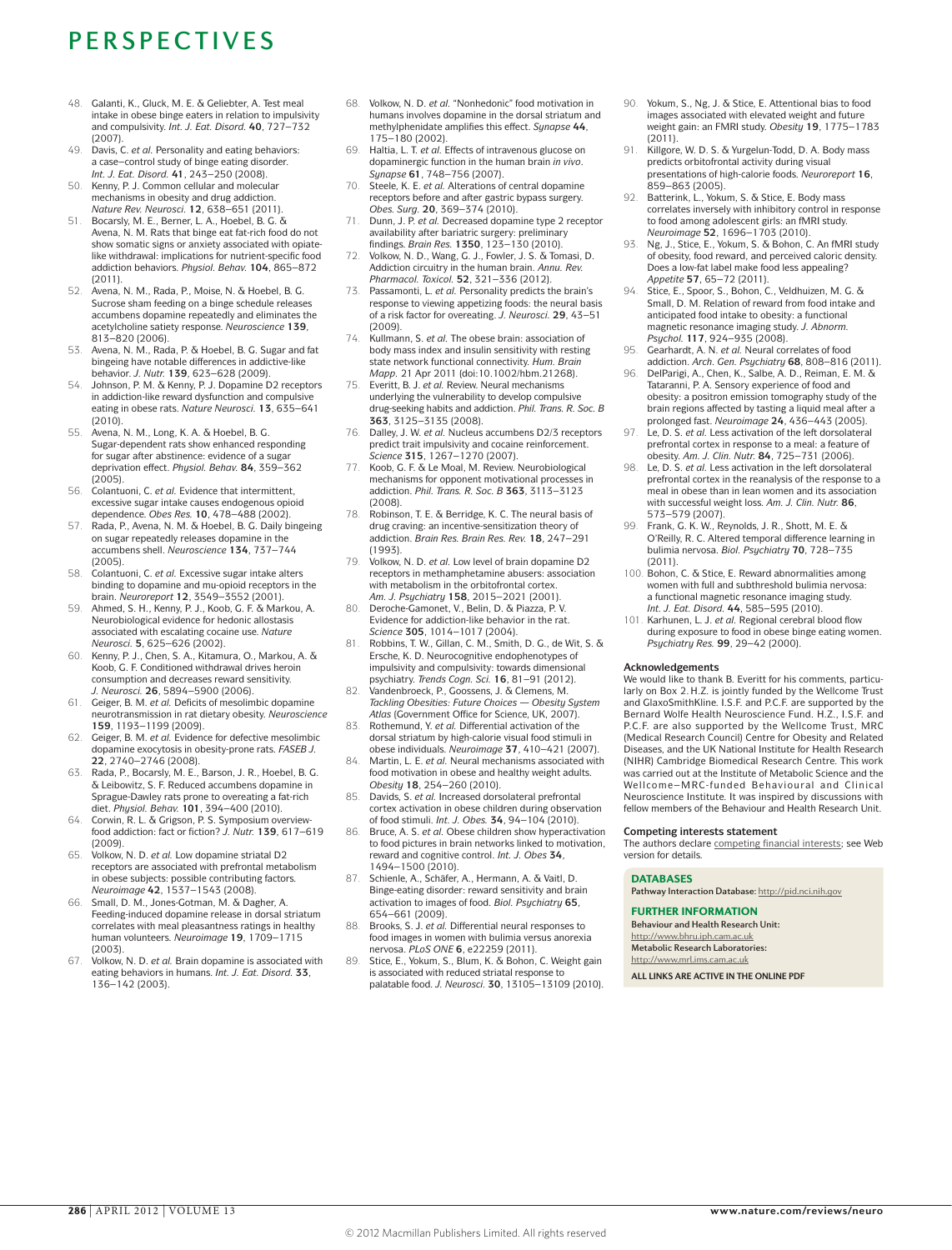48. Galanti, K., Gluck, M. E. & Geliebter, A. Test meal intake in obese binge eaters in relation to impulsivity and compulsivity. *Int. J. Eat. Disord.* **40**, 727–732 (2007).
49. Davis, C. *et al.* Personality and eating behaviors: a case–control study of binge eating disorder. *Int. J. Eat. Disord.* **41**, 243–250 (2008).
50. Kenny, P. J. Common cellular and molecular mechanisms in obesity and drug addiction. *Nature Rev. Neurosci.* **12**, 638–651 (2011).
51. Bocarsly, M. E., Berner, L. A., Hoebel, B. G. & Avena, N. M. Rats that binge eat fat-rich food do not show somatic signs or anxiety associated with opiate-like withdrawal: implications for nutrient-specific food addiction behaviors. *Physiol. Behav.* **104**, 865–872 (2011).
52. Avena, N. M., Rada, P., Moise, N. & Hoebel, B. G. Sucrose sham feeding on a binge schedule releases accumbens dopamine repeatedly and eliminates the acetylcholine satiety response. *Neuroscience* **139**, 813–820 (2006).
53. Avena, N. M., Rada, P. & Hoebel, B. G. Sugar and fat bingeing have notable differences in addictive-like behavior. *J. Nutr.* **139**, 623–628 (2009).
54. Johnson, P. M. & Kenny, P. J. Dopamine D2 receptors in addiction-like reward dysfunction and compulsive eating in obese rats. *Nature Neurosci.* **13**, 635–641 (2010).
55. Avena, N. M., Long, K. A. & Hoebel, B. G. Sugar-dependent rats show enhanced responding for sugar after abstinence: evidence of a sugar deprivation effect. *Physiol. Behav.* **84**, 359–362 (2005).
56. Colantuoni, C. *et al.* Evidence that intermittent, excessive sugar intake causes endogenous opioid dependence. *Obes Res.* **10**, 478–488 (2002).
57. Rada, P., Avena, N. M. & Hoebel, B. G. Daily bingeing on sugar repeatedly releases dopamine in the accumbens shell. *Neuroscience* **134**, 737–744 (2005).
58. Colantuoni, C. *et al.* Excessive sugar intake alters binding to dopamine and mu-opioid receptors in the brain. *Neuroreport* **12**, 3549–3552 (2001).
59. Ahmed, S. H., Kenny, P. J., Koob, G. F. & Markou, A. Neurobiological evidence for hedonic allostasis associated with escalating cocaine use. *Nature Neurosci.* **5**, 625–626 (2002).
60. Kenny, P. J., Chen, S. A., Kitamura, O., Markou, A. & Koob, G. F. Conditioned withdrawal drives heroin consumption and decreases reward sensitivity. *J. Neurosci.* **26**, 5894–5900 (2006).
61. Geiger, B. M. *et al.* Deficits of mesolimbic dopamine neurotransmission in rat dietary obesity. *Neuroscience* **159**, 1193–1199 (2009).
62. Geiger, B. M. *et al.* Evidence for defective mesolimbic dopamine exocytosis in obesity-prone rats. *FASEB J.* **22**, 2740–2746 (2008).
63. Rada, P., Bocarsly, M. E., Barson, J. R., Hoebel, B. G. & Leibowitz, S. F. Reduced accumbens dopamine in Sprague-Dawley rats prone to overeating a fat-rich diet. *Physiol. Behav.* **101**, 394–400 (2010).
64. Corwin, R. L. & Grigson, P. S. Symposium overview-food addiction: fact or fiction? *J. Nutr.* **139**, 617–619 (2009).
65. Volkow, N. D. *et al.* Low dopamine striatal D2 receptors are associated with prefrontal metabolism in obese subjects: possible contributing factors. *Neuroimage* **42**, 1537–1543 (2008).
66. Small, D. M., Jones-Gotman, M. & Dagher, A. Feeding-induced dopamine release in dorsal striatum correlates with meal pleasantness ratings in healthy human volunteers. *Neuroimage* **19**, 1709–1715 (2003).
67. Volkow, N. D. *et al.* Brain dopamine is associated with eating behaviors in humans. *Int. J. Eat. Disord.* **33**, 136–142 (2003).
68. Volkow, N. D. *et al.* "Nonhedonic" food motivation in humans involves dopamine in the dorsal striatum and methylphenidate amplifies this effect. *Synapse* **44**, 175–180 (2002).
69. Haltia, L. T. *et al.* Effects of intravenous glucose on dopaminergic function in the human brain *in vivo*. *Synapse* **61**, 748–756 (2007).
70. Steele, K. E. *et al.* Alterations of central dopamine receptors before and after gastric bypass surgery. *Obes. Surg.* **20**, 369–374 (2010).
71. Dunn, J. P. *et al.* Decreased dopamine type 2 receptor availability after bariatric surgery: preliminary findings. *Brain Res.* **1350**, 123–130 (2010).
72. Volkow, N. D., Wang, G. J., Fowler, J. S. & Tomasi, D. Addiction circuitry in the human brain. *Annu. Rev. Pharmacol. Toxicol.* **52**, 321–336 (2012).
73. Passamonti, L. *et al.* Personality predicts the brain's response to viewing appetizing foods: the neural basis of a risk factor for overeating. *J. Neurosci.* **29**, 43–51 (2009).
74. Kullmann, S. *et al.* The obese brain: association of body mass index and insulin sensitivity with resting state network functional connectivity. *Hum. Brain Mapp.* 21 Apr 2011 (doi:10.1002/hbm.21268).
75. Everitt, B. J. *et al.* Review. Neural mechanisms underlying the vulnerability to develop compulsive drug-seeking habits and addiction. *Phil. Trans. R. Soc. B* **363**, 3125–3135 (2008).
76. Dalley, J. W. *et al.* Nucleus accumbens D2/3 receptors predict trait impulsivity and cocaine reinforcement. *Science* **315**, 1267–1270 (2007).
77. Koob, G. F. & Le Moal, M. Review. Neurobiological mechanisms for opponent motivational processes in addiction. *Phil. Trans. R. Soc. B* **363**, 3113–3123 (2008).
78. Robinson, T. E. & Berridge, K. C. The neural basis of drug craving: an incentive-sensitization theory of addiction. *Brain Res. Brain Res. Rev.* **18**, 247–291 (1993).
79. Volkow, N. D. *et al.* Low level of brain dopamine D2 receptors in methamphetamine abusers: association with metabolism in the orbitofrontal cortex. *Am. J. Psychiatry* **158**, 2015–2021 (2001).
80. Deroche-Gamonet, V., Belin, D. & Piazza, P. V. Evidence for addiction-like behavior in the rat. *Science* **305**, 1014–1017 (2004).
81. Robbins, T. W., Gillan, C. M., Smith, D. G., de Wit, S. & Ersche, K. D. Neurocognitive endophenotypes of impulsivity and compulsivity: towards dimensional psychiatry. *Trends Cogn. Sci.* **16**, 81–91 (2012).
82. Vandenbroeck, P., Goossens, J. & Clemens, M. *Tackling Obesities: Future Choices — Obesity System Atlas* (Government Office for Science, UK, 2007).
83. Rothemund, Y. *et al.* Differential activation of the dorsal striatum by high-calorie visual food stimuli in obese individuals. *Neuroimage* **37**, 410–421 (2007).
84. Martin, L. E. *et al.* Neural mechanisms associated with food motivation in obese and healthy weight adults. *Obesity* **18**, 254–260 (2010).
85. Davids, S. *et al.* Increased dorsolateral prefrontal cortex activation in obese children during observation of food stimuli. *Int. J. Obes.* **34**, 94–104 (2010).
86. Bruce, A. S. *et al.* Obese children show hyperactivation to food pictures in brain networks linked to motivation, reward and cognitive control. *Int. J. Obes* **34**, 1494–1500 (2010).
87. Schienle, A., Schäfer, A., Hermann, A. & Vaitl, D. Binge-eating disorder: reward sensitivity and brain activation to images of food. *Biol. Psychiatry* **65**, 654–661 (2009).
88. Brooks, S. J. *et al.* Differential neural responses to food images in women with bulimia versus anorexia nervosa. *PLoS ONE* **6**, e22259 (2011).
89. Stice, E., Yokum, S., Blum, K. & Bohon, C. Weight gain is associated with reduced striatal response to palatable food. *J. Neurosci.* **30**, 13105–13109 (2010).
90. Yokum, S., Ng, J. & Stice, E. Attentional bias to food images associated with elevated weight and future weight gain: an FMRI study. *Obesity* **19**, 1775–1783 (2011).
91. Killgore, W. D. S. & Yurgelun-Todd, D. A. Body mass predicts orbitofrontal activity during visual presentations of high-calorie foods. *Neuroreport* **16**, 859–863 (2005).
92. Batterink, L., Yokum, S. & Stice, E. Body mass correlates inversely with inhibitory control in response to food among adolescent girls: an fMRI study. *Neuroimage* **52**, 1696–1703 (2010).
93. Ng, J., Stice, E., Yokum, S. & Bohon, C. An fMRI study of obesity, food reward, and perceived caloric density. Does a low-fat label make food less appealing? *Appetite* **57**, 65–72 (2011).
94. Stice, E., Spoor, S., Bohon, C., Veldhuizen, M. G. & Small, D. M. Relation of reward from food intake and anticipated food intake to obesity: a functional magnetic resonance imaging study. *J. Abnorm. Psychol.* **117**, 924–935 (2008).
95. Gearhardt, A. N. *et al.* Neural correlates of food addiction. *Arch. Gen. Psychiatry* **68**, 808–816 (2011).
96. DelParigi, A., Chen, K., Salbe, A. D., Reiman, E. M. & Tataranni, P. A. Sensory experience of food and obesity: a positron emission tomography study of the brain regions affected by tasting a liquid meal after a prolonged fast. *Neuroimage* **24**, 436–443 (2005).
97. Le, D. S. *et al.* Less activation of the left dorsolateral prefrontal cortex in response to a meal: a feature of obesity. *Am. J. Clin. Nutr.* **84**, 725–731 (2006).
98. Le, D. S. *et al.* Less activation in the left dorsolateral prefrontal cortex in the reanalysis of the response to a meal in obese than in lean women and its association with successful weight loss. *Am. J. Clin. Nutr.* **86**, 573–579 (2007).
99. Frank, G. K. W., Reynolds, J. R., Shott, M. E. & O'Reilly, R. C. Altered temporal difference learning in bulimia nervosa. *Biol. Psychiatry* **70**, 728–735 (2011).
100. Bohon, C. & Stice, E. Reward abnormalities among women with full and subthreshold bulimia nervosa: a functional magnetic resonance imaging study. *Int. J. Eat. Disord.* **44**, 585–595 (2010).
101. Karhunen, L. J. *et al.* Regional cerebral blood flow during exposure to food in obese binge eating women. *Psychiatry Res.* **99**, 29–42 (2000).

#### Acknowledgements

We would like to thank B. Everitt for his comments, particularly on Box 2. H.Z. is jointly funded by the Wellcome Trust and GlaxoSmithKline. I.S.F. and P.C.F. are supported by the Bernard Wolfe Health Neuroscience Fund. H.Z., I.S.F. and P.C.F. are also supported by the Wellcome Trust, MRC (Medical Research Council) Centre for Obesity and Related Diseases, and the UK National Institute for Health Research (NIHR) Cambridge Biomedical Research Centre. This work was carried out at the Institute of Metabolic Science and the Wellcome–MRC-funded Behavioural and Clinical Neuroscience Institute. It was inspired by discussions with fellow members of the Behaviour and Health Research Unit.

#### Competing interests statement

The authors declare competing financial interests; see Web version for details.

#### DATABASES

Pathway Interaction Database: http://pid.nci.nih.gov

#### FURTHER INFORMATION

Behaviour and Health Research Unit: http://www.bhru.iph.cam.ac.uk
Metabolic Research Laboratories: http://www.mrl.ims.cam.ac.uk

ALL LINKS ARE ACTIVE IN THE ONLINE PDF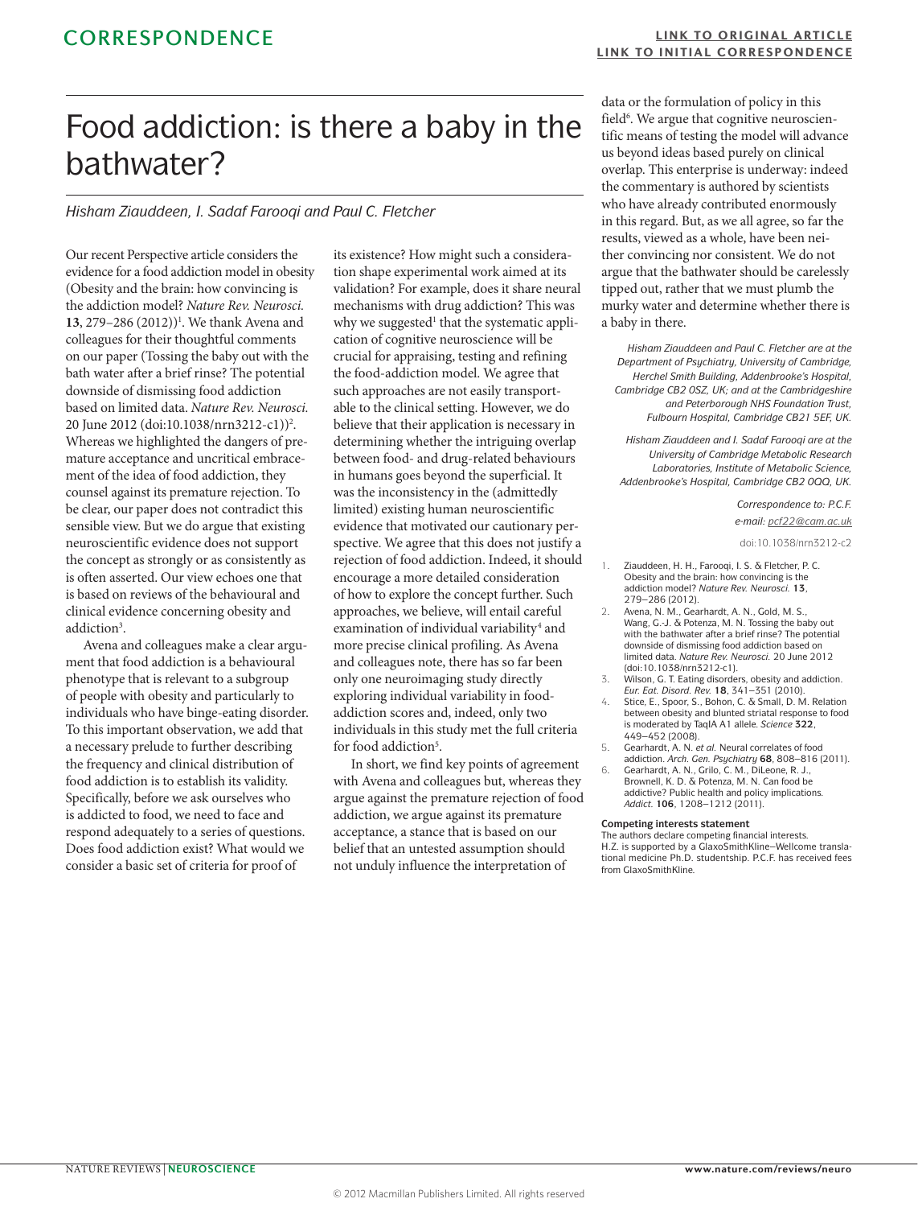CORRESPONDENCE

LINK TO ORIGINAL ARTICLE
LINK TO INITIAL CORRESPONDENCE

# Food addiction: is there a baby in the bathwater?

*Hisham Ziauddeen, I. Sadaf Farooqi and Paul C. Fletcher*

Our recent Perspective article considers the evidence for a food addiction model in obesity (Obesity and the brain: how convincing is the addiction model? *Nature Rev. Neurosci.* **13**, 279–286 (2012))[1]. We thank Avena and colleagues for their thoughtful comments on our paper (Tossing the baby out with the bath water after a brief rinse? The potential downside of dismissing food addiction based on limited data. *Nature Rev. Neurosci.* 20 June 2012 (doi:10.1038/nrn3212-c1))[2]. Whereas we highlighted the dangers of premature acceptance and uncritical embracement of the idea of food addiction, they counsel against its premature rejection. To be clear, our paper does not contradict this sensible view. But we do argue that existing neuroscientific evidence does not support the concept as strongly or as consistently as is often asserted. Our view echoes one that is based on reviews of the behavioural and clinical evidence concerning obesity and addiction[3].

Avena and colleagues make a clear argument that food addiction is a behavioural phenotype that is relevant to a subgroup of people with obesity and particularly to individuals who have binge-eating disorder. To this important observation, we add that a necessary prelude to further describing the frequency and clinical distribution of food addiction is to establish its validity. Specifically, before we ask ourselves who is addicted to food, we need to face and respond adequately to a series of questions. Does food addiction exist? What would we consider a basic set of criteria for proof of its existence? How might such a consideration shape experimental work aimed at its validation? For example, does it share neural mechanisms with drug addiction? This was why we suggested[1] that the systematic application of cognitive neuroscience will be crucial for appraising, testing and refining the food-addiction model. We agree that such approaches are not easily transportable to the clinical setting. However, we do believe that their application is necessary in determining whether the intriguing overlap between food- and drug-related behaviours in humans goes beyond the superficial. It was the inconsistency in the (admittedly limited) existing human neuroscientific evidence that motivated our cautionary perspective. We agree that this does not justify a rejection of food addiction. Indeed, it should encourage a more detailed consideration of how to explore the concept further. Such approaches, we believe, will entail careful examination of individual variability[4] and more precise clinical profiling. As Avena and colleagues note, there has so far been only one neuroimaging study directly exploring individual variability in food-addiction scores and, indeed, only two individuals in this study met the full criteria for food addiction[5].

In short, we find key points of agreement with Avena and colleagues but, whereas they argue against the premature rejection of food addiction, we argue against its premature acceptance, a stance that is based on our belief that an untested assumption should not unduly influence the interpretation of data or the formulation of policy in this field[6]. We argue that cognitive neuroscientific means of testing the model will advance us beyond ideas based purely on clinical overlap. This enterprise is underway: indeed the commentary is authored by scientists who have already contributed enormously in this regard. But, as we all agree, so far the results, viewed as a whole, have been neither convincing nor consistent. We do not argue that the bathwater should be carelessly tipped out, rather that we must plumb the murky water and determine whether there is a baby in there.

*Hisham Ziauddeen and Paul C. Fletcher are at the Department of Psychiatry, University of Cambridge, Herchel Smith Building, Addenbrooke's Hospital, Cambridge CB2 0SZ, UK; and at the Cambridgeshire and Peterborough NHS Foundation Trust, Fulbourn Hospital, Cambridge CB21 5EF, UK.*

*Hisham Ziauddeen and I. Sadaf Farooqi are at the University of Cambridge Metabolic Research Laboratories, Institute of Metabolic Science, Addenbrooke's Hospital, Cambridge CB2 0QQ, UK.*

*Correspondence to: P.C.F.*
*e-mail: pcf22@cam.ac.uk*

doi:10.1038/nrn3212-c2

1. Ziauddeen, H. H., Farooqi, I. S. & Fletcher, P. C. Obesity and the brain: how convincing is the addiction model? *Nature Rev. Neurosci.* **13**, 279–286 (2012).
2. Avena, N. M., Gearhardt, A. N., Gold, M. S., Wang, G.-J. & Potenza, M. N. Tossing the baby out with the bathwater after a brief rinse? The potential downside of dismissing food addiction based on limited data. *Nature Rev. Neurosci.* 20 June 2012 (doi:10.1038/nrn3212-c1).
3. Wilson, G. T. Eating disorders, obesity and addiction. *Eur. Eat. Disord. Rev.* **18**, 341–351 (2010).
4. Stice, E., Spoor, S., Bohon, C. & Small, D. M. Relation between obesity and blunted striatal response to food is moderated by TaqIA A1 allele. *Science* **322**, 449–452 (2008).
5. Gearhardt, A. N. *et al.* Neural correlates of food addiction. *Arch. Gen. Psychiatry* **68**, 808–816 (2011).
6. Gearhardt, A. N., Grilo, C. M., DiLeone, R. J., Brownell, K. D. & Potenza, M. N. Can food be addictive? Public health and policy implications. *Addict.* **106**, 1208–1212 (2011).

**Competing interests statement**
The authors declare competing financial interests.
H.Z. is supported by a GlaxoSmithKline–Wellcome translational medicine Ph.D. studentship. P.C.F. has received fees from GlaxoSmithKline.